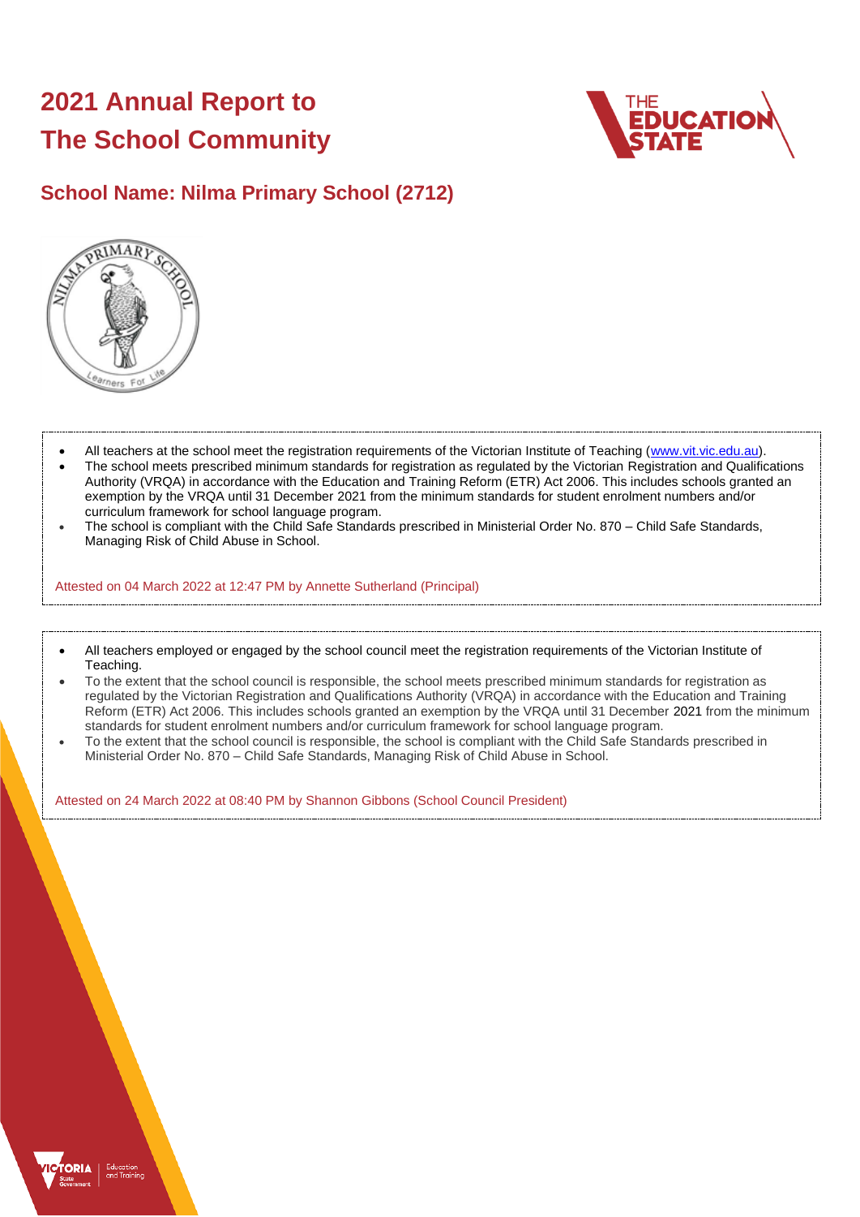# 2021 Annual Report to The School Community

## School Name: Nilma Primary School (2712)

- All teachers at the school meet the registration requirements of the Victorian Institute of Teaching (www.vit.vic.edu.au).
- The school meets prescribed minimum standards for registration as regulated by the Victorian Registration and Qualifications Authority (VRQA) in accordance with the Education and Training Reform (ETR) Act 2006. This includes schools granted an exemption by the VRQA until 31 December 2021 from the minimum standards for student enrolment numbers and/or curriculum framework for school language program.
- The school is compliant with the Child Safe Standards prescribed in Ministerial Order No. 870 – Child Safe Standards, Managing Risk of Child Abuse in School.

Attested on 04 March 2022 at 12:47 PM by Annette Sutherland (Principal)

- All teachers employed or engaged by the school council meet the registration requirements of the Victorian Institute of Teaching.
- To the extent that the school council is responsible, the school meets prescribed minimum standards for registration as regulated by the Victorian Registration and Qualifications Authority (VRQA) in accordance with the Education and Training Reform (ETR) Act 2006. This includes schools granted an exemption by the VRQA until 31 December 2021 from the minimum standards for student enrolment numbers and/or curriculum framework for school language program.
- To the extent that the school council is responsible, the school is compliant with the Child Safe Standards prescribed in Ministerial Order No. 870 – Child Safe Standards, Managing Risk of Child Abuse in School.

Attested on 24 March 2022 at 08:40 PM by Shannon Gibbons (School Council President)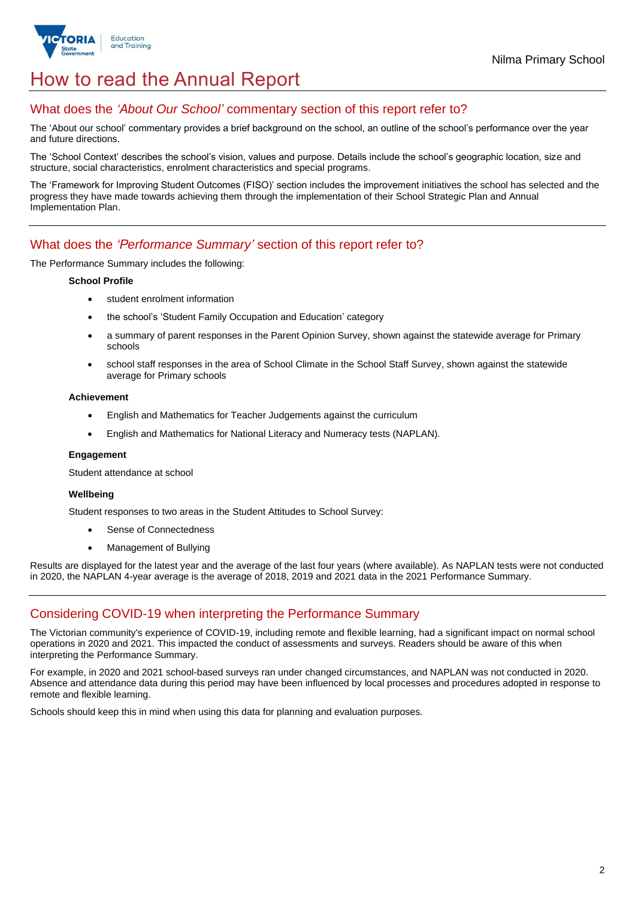# How to read the Annual Report

## What does the *'About Our School'* commentary section of this report refer to?

The 'About our school' commentary provides a brief background on the school, an outline of the school's performance over the year and future directions.

The 'School Context' describes the school's vision, values and purpose. Details include the school's geographic location, size and structure, social characteristics, enrolment characteristics and special programs.

The 'Framework for Improving Student Outcomes (FISO)' section includes the improvement initiatives the school has selected and the progress they have made towards achieving them through the implementation of their School Strategic Plan and Annual Implementation Plan.

## What does the *'Performance Summary'* section of this report refer to?

The Performance Summary includes the following:

**School Profile**

- student enrolment information
- the school's 'Student Family Occupation and Education' category
- a summary of parent responses in the Parent Opinion Survey, shown against the statewide average for Primary schools
- school staff responses in the area of School Climate in the School Staff Survey, shown against the statewide average for Primary schools

**Achievement**

- English and Mathematics for Teacher Judgements against the curriculum
- English and Mathematics for National Literacy and Numeracy tests (NAPLAN).

**Engagement**

Student attendance at school

**Wellbeing**

Student responses to two areas in the Student Attitudes to School Survey:

- Sense of Connectedness
- Management of Bullying

Results are displayed for the latest year and the average of the last four years (where available). As NAPLAN tests were not conducted in 2020, the NAPLAN 4-year average is the average of 2018, 2019 and 2021 data in the 2021 Performance Summary.

## Considering COVID-19 when interpreting the Performance Summary

The Victorian community's experience of COVID-19, including remote and flexible learning, had a significant impact on normal school operations in 2020 and 2021. This impacted the conduct of assessments and surveys. Readers should be aware of this when interpreting the Performance Summary.

For example, in 2020 and 2021 school-based surveys ran under changed circumstances, and NAPLAN was not conducted in 2020. Absence and attendance data during this period may have been influenced by local processes and procedures adopted in response to remote and flexible learning.

Schools should keep this in mind when using this data for planning and evaluation purposes.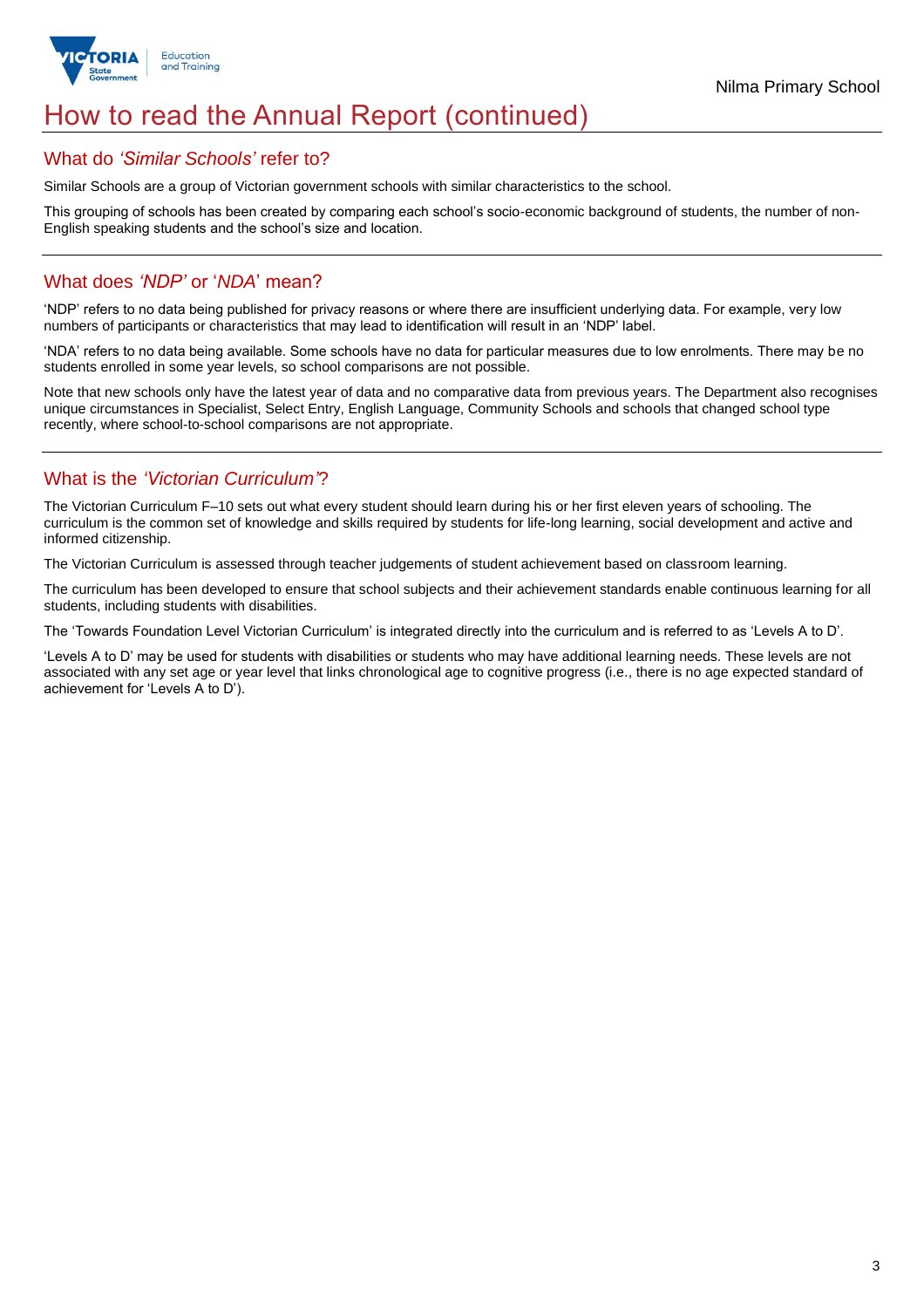# How to read the Annual Report (continued)

## What do *'Similar Schools'* refer to?

Similar Schools are a group of Victorian government schools with similar characteristics to the school.

This grouping of schools has been created by comparing each school's socio-economic background of students, the number of non-English speaking students and the school's size and location.

## What does *'NDP'* or '*NDA*' mean?

'NDP' refers to no data being published for privacy reasons or where there are insufficient underlying data. For example, very low numbers of participants or characteristics that may lead to identification will result in an 'NDP' label.

'NDA' refers to no data being available. Some schools have no data for particular measures due to low enrolments. There may be no students enrolled in some year levels, so school comparisons are not possible.

Note that new schools only have the latest year of data and no comparative data from previous years. The Department also recognises unique circumstances in Specialist, Select Entry, English Language, Community Schools and schools that changed school type recently, where school-to-school comparisons are not appropriate.

## What is the *'Victorian Curriculum'*?

The Victorian Curriculum F–10 sets out what every student should learn during his or her first eleven years of schooling. The curriculum is the common set of knowledge and skills required by students for life-long learning, social development and active and informed citizenship.

The Victorian Curriculum is assessed through teacher judgements of student achievement based on classroom learning.

The curriculum has been developed to ensure that school subjects and their achievement standards enable continuous learning for all students, including students with disabilities.

The 'Towards Foundation Level Victorian Curriculum' is integrated directly into the curriculum and is referred to as 'Levels A to D'.

'Levels A to D' may be used for students with disabilities or students who may have additional learning needs. These levels are not associated with any set age or year level that links chronological age to cognitive progress (i.e., there is no age expected standard of achievement for 'Levels A to D').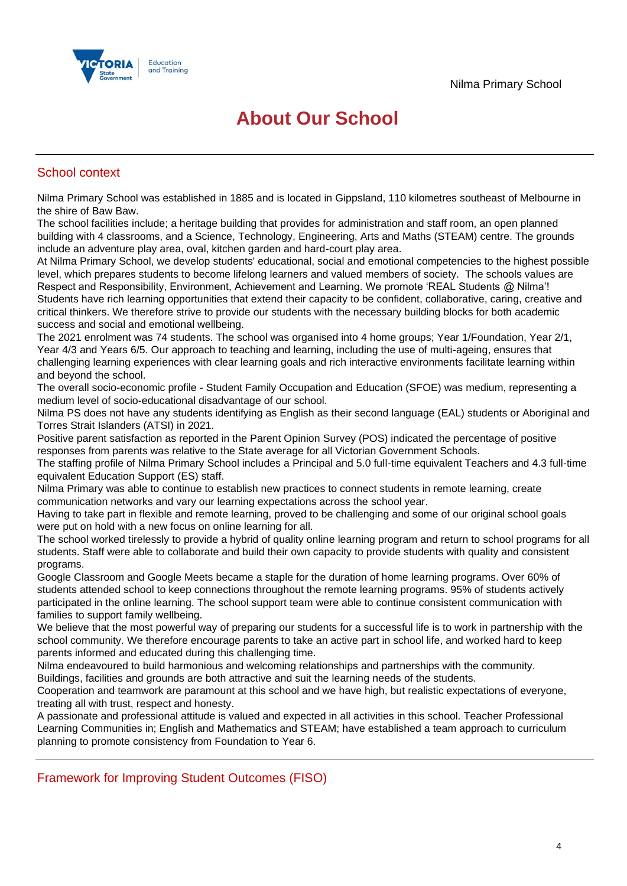# About Our School

## School context

Nilma Primary School was established in 1885 and is located in Gippsland, 110 kilometres southeast of Melbourne in the shire of Baw Baw.
The school facilities include; a heritage building that provides for administration and staff room, an open planned building with 4 classrooms, and a Science, Technology, Engineering, Arts and Maths (STEAM) centre. The grounds include an adventure play area, oval, kitchen garden and hard-court play area.
At Nilma Primary School, we develop students' educational, social and emotional competencies to the highest possible level, which prepares students to become lifelong learners and valued members of society. The schools values are Respect and Responsibility, Environment, Achievement and Learning. We promote 'REAL Students @ Nilma'!
Students have rich learning opportunities that extend their capacity to be confident, collaborative, caring, creative and critical thinkers. We therefore strive to provide our students with the necessary building blocks for both academic success and social and emotional wellbeing.
The 2021 enrolment was 74 students. The school was organised into 4 home groups; Year 1/Foundation, Year 2/1, Year 4/3 and Years 6/5. Our approach to teaching and learning, including the use of multi-ageing, ensures that challenging learning experiences with clear learning goals and rich interactive environments facilitate learning within and beyond the school.
The overall socio-economic profile - Student Family Occupation and Education (SFOE) was medium, representing a medium level of socio-educational disadvantage of our school.
Nilma PS does not have any students identifying as English as their second language (EAL) students or Aboriginal and Torres Strait Islanders (ATSI) in 2021.
Positive parent satisfaction as reported in the Parent Opinion Survey (POS) indicated the percentage of positive responses from parents was relative to the State average for all Victorian Government Schools.
The staffing profile of Nilma Primary School includes a Principal and 5.0 full-time equivalent Teachers and 4.3 full-time equivalent Education Support (ES) staff.
Nilma Primary was able to continue to establish new practices to connect students in remote learning, create communication networks and vary our learning expectations across the school year.
Having to take part in flexible and remote learning, proved to be challenging and some of our original school goals were put on hold with a new focus on online learning for all.
The school worked tirelessly to provide a hybrid of quality online learning program and return to school programs for all students. Staff were able to collaborate and build their own capacity to provide students with quality and consistent programs.
Google Classroom and Google Meets became a staple for the duration of home learning programs. Over 60% of students attended school to keep connections throughout the remote learning programs. 95% of students actively participated in the online learning. The school support team were able to continue consistent communication with families to support family wellbeing.
We believe that the most powerful way of preparing our students for a successful life is to work in partnership with the school community. We therefore encourage parents to take an active part in school life, and worked hard to keep parents informed and educated during this challenging time.
Nilma endeavoured to build harmonious and welcoming relationships and partnerships with the community.
Buildings, facilities and grounds are both attractive and suit the learning needs of the students.
Cooperation and teamwork are paramount at this school and we have high, but realistic expectations of everyone, treating all with trust, respect and honesty.
A passionate and professional attitude is valued and expected in all activities in this school. Teacher Professional Learning Communities in; English and Mathematics and STEAM; have established a team approach to curriculum planning to promote consistency from Foundation to Year 6.

## Framework for Improving Student Outcomes (FISO)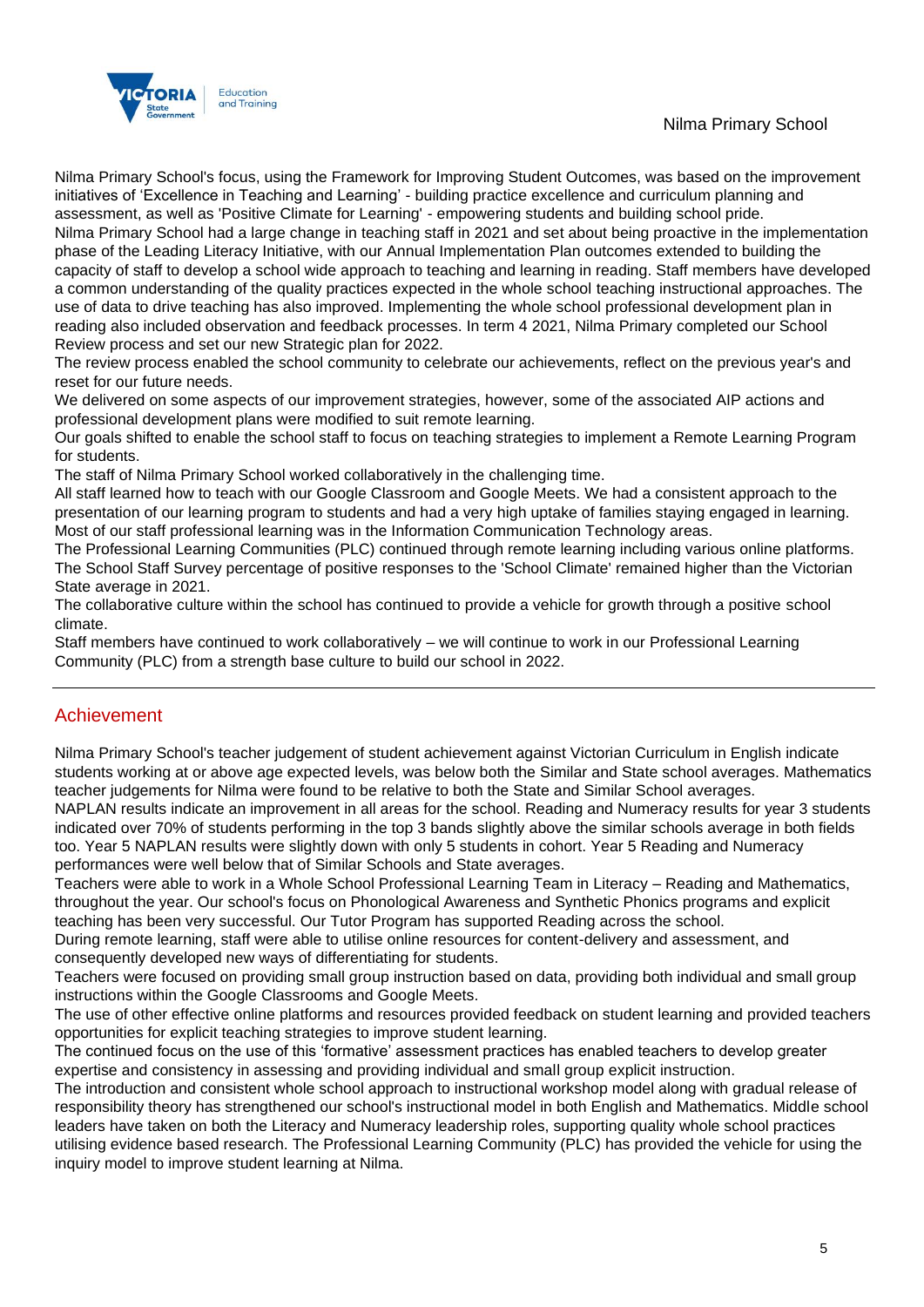Nilma Primary School's focus, using the Framework for Improving Student Outcomes, was based on the improvement initiatives of 'Excellence in Teaching and Learning' - building practice excellence and curriculum planning and assessment, as well as 'Positive Climate for Learning' - empowering students and building school pride.
Nilma Primary School had a large change in teaching staff in 2021 and set about being proactive in the implementation phase of the Leading Literacy Initiative, with our Annual Implementation Plan outcomes extended to building the capacity of staff to develop a school wide approach to teaching and learning in reading. Staff members have developed a common understanding of the quality practices expected in the whole school teaching instructional approaches. The use of data to drive teaching has also improved. Implementing the whole school professional development plan in reading also included observation and feedback processes. In term 4 2021, Nilma Primary completed our School Review process and set our new Strategic plan for 2022.
The review process enabled the school community to celebrate our achievements, reflect on the previous year's and reset for our future needs.
We delivered on some aspects of our improvement strategies, however, some of the associated AIP actions and professional development plans were modified to suit remote learning.
Our goals shifted to enable the school staff to focus on teaching strategies to implement a Remote Learning Program for students.
The staff of Nilma Primary School worked collaboratively in the challenging time.
All staff learned how to teach with our Google Classroom and Google Meets. We had a consistent approach to the presentation of our learning program to students and had a very high uptake of families staying engaged in learning.
Most of our staff professional learning was in the Information Communication Technology areas.
The Professional Learning Communities (PLC) continued through remote learning including various online platforms.
The School Staff Survey percentage of positive responses to the 'School Climate' remained higher than the Victorian State average in 2021.
The collaborative culture within the school has continued to provide a vehicle for growth through a positive school climate.
Staff members have continued to work collaboratively – we will continue to work in our Professional Learning Community (PLC) from a strength base culture to build our school in 2022.

## Achievement

Nilma Primary School's teacher judgement of student achievement against Victorian Curriculum in English indicate students working at or above age expected levels, was below both the Similar and State school averages. Mathematics teacher judgements for Nilma were found to be relative to both the State and Similar School averages.
NAPLAN results indicate an improvement in all areas for the school. Reading and Numeracy results for year 3 students indicated over 70% of students performing in the top 3 bands slightly above the similar schools average in both fields too. Year 5 NAPLAN results were slightly down with only 5 students in cohort. Year 5 Reading and Numeracy performances were well below that of Similar Schools and State averages.
Teachers were able to work in a Whole School Professional Learning Team in Literacy – Reading and Mathematics, throughout the year. Our school's focus on Phonological Awareness and Synthetic Phonics programs and explicit teaching has been very successful. Our Tutor Program has supported Reading across the school.
During remote learning, staff were able to utilise online resources for content-delivery and assessment, and consequently developed new ways of differentiating for students.
Teachers were focused on providing small group instruction based on data, providing both individual and small group instructions within the Google Classrooms and Google Meets.
The use of other effective online platforms and resources provided feedback on student learning and provided teachers opportunities for explicit teaching strategies to improve student learning.
The continued focus on the use of this 'formative' assessment practices has enabled teachers to develop greater expertise and consistency in assessing and providing individual and small group explicit instruction.
The introduction and consistent whole school approach to instructional workshop model along with gradual release of responsibility theory has strengthened our school's instructional model in both English and Mathematics. Middle school leaders have taken on both the Literacy and Numeracy leadership roles, supporting quality whole school practices utilising evidence based research. The Professional Learning Community (PLC) has provided the vehicle for using the inquiry model to improve student learning at Nilma.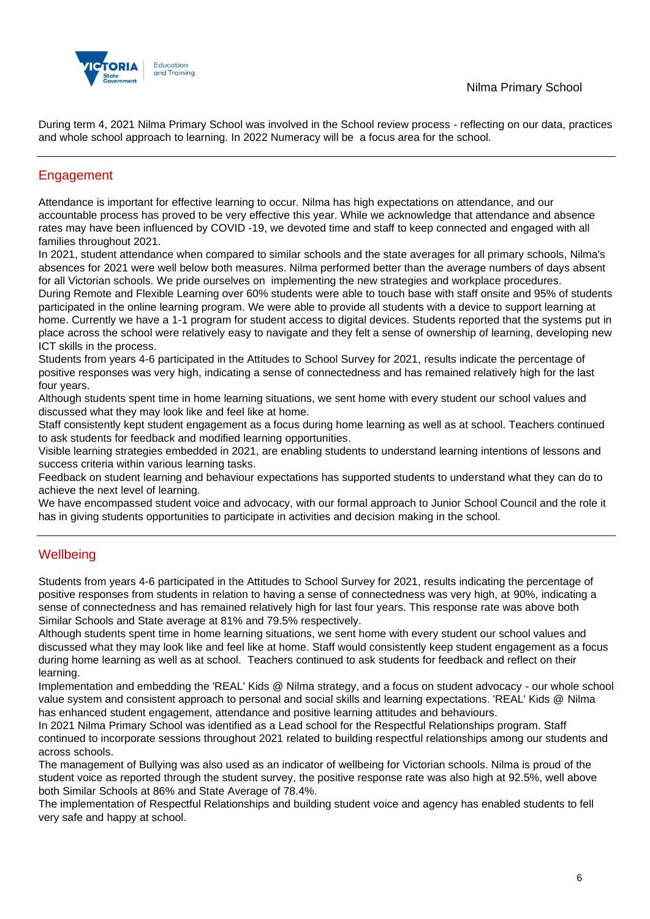During term 4, 2021 Nilma Primary School was involved in the School review process - reflecting on our data, practices and whole school approach to learning. In 2022 Numeracy will be a focus area for the school.

## Engagement

Attendance is important for effective learning to occur. Nilma has high expectations on attendance, and our accountable process has proved to be very effective this year. While we acknowledge that attendance and absence rates may have been influenced by COVID -19, we devoted time and staff to keep connected and engaged with all families throughout 2021.

In 2021, student attendance when compared to similar schools and the state averages for all primary schools, Nilma's absences for 2021 were well below both measures. Nilma performed better than the average numbers of days absent for all Victorian schools. We pride ourselves on implementing the new strategies and workplace procedures.

During Remote and Flexible Learning over 60% students were able to touch base with staff onsite and 95% of students participated in the online learning program. We were able to provide all students with a device to support learning at home. Currently we have a 1-1 program for student access to digital devices. Students reported that the systems put in place across the school were relatively easy to navigate and they felt a sense of ownership of learning, developing new ICT skills in the process.

Students from years 4-6 participated in the Attitudes to School Survey for 2021, results indicate the percentage of positive responses was very high, indicating a sense of connectedness and has remained relatively high for the last four years.

Although students spent time in home learning situations, we sent home with every student our school values and discussed what they may look like and feel like at home.

Staff consistently kept student engagement as a focus during home learning as well as at school. Teachers continued to ask students for feedback and modified learning opportunities.

Visible learning strategies embedded in 2021, are enabling students to understand learning intentions of lessons and success criteria within various learning tasks.

Feedback on student learning and behaviour expectations has supported students to understand what they can do to achieve the next level of learning.

We have encompassed student voice and advocacy, with our formal approach to Junior School Council and the role it has in giving students opportunities to participate in activities and decision making in the school.

## Wellbeing

Students from years 4-6 participated in the Attitudes to School Survey for 2021, results indicating the percentage of positive responses from students in relation to having a sense of connectedness was very high, at 90%, indicating a sense of connectedness and has remained relatively high for last four years. This response rate was above both Similar Schools and State average at 81% and 79.5% respectively.

Although students spent time in home learning situations, we sent home with every student our school values and discussed what they may look like and feel like at home. Staff would consistently keep student engagement as a focus during home learning as well as at school. Teachers continued to ask students for feedback and reflect on their learning.

Implementation and embedding the 'REAL' Kids @ Nilma strategy, and a focus on student advocacy - our whole school value system and consistent approach to personal and social skills and learning expectations. 'REAL' Kids @ Nilma has enhanced student engagement, attendance and positive learning attitudes and behaviours.

In 2021 Nilma Primary School was identified as a Lead school for the Respectful Relationships program. Staff continued to incorporate sessions throughout 2021 related to building respectful relationships among our students and across schools.

The management of Bullying was also used as an indicator of wellbeing for Victorian schools. Nilma is proud of the student voice as reported through the student survey, the positive response rate was also high at 92.5%, well above both Similar Schools at 86% and State Average of 78.4%.

The implementation of Respectful Relationships and building student voice and agency has enabled students to fell very safe and happy at school.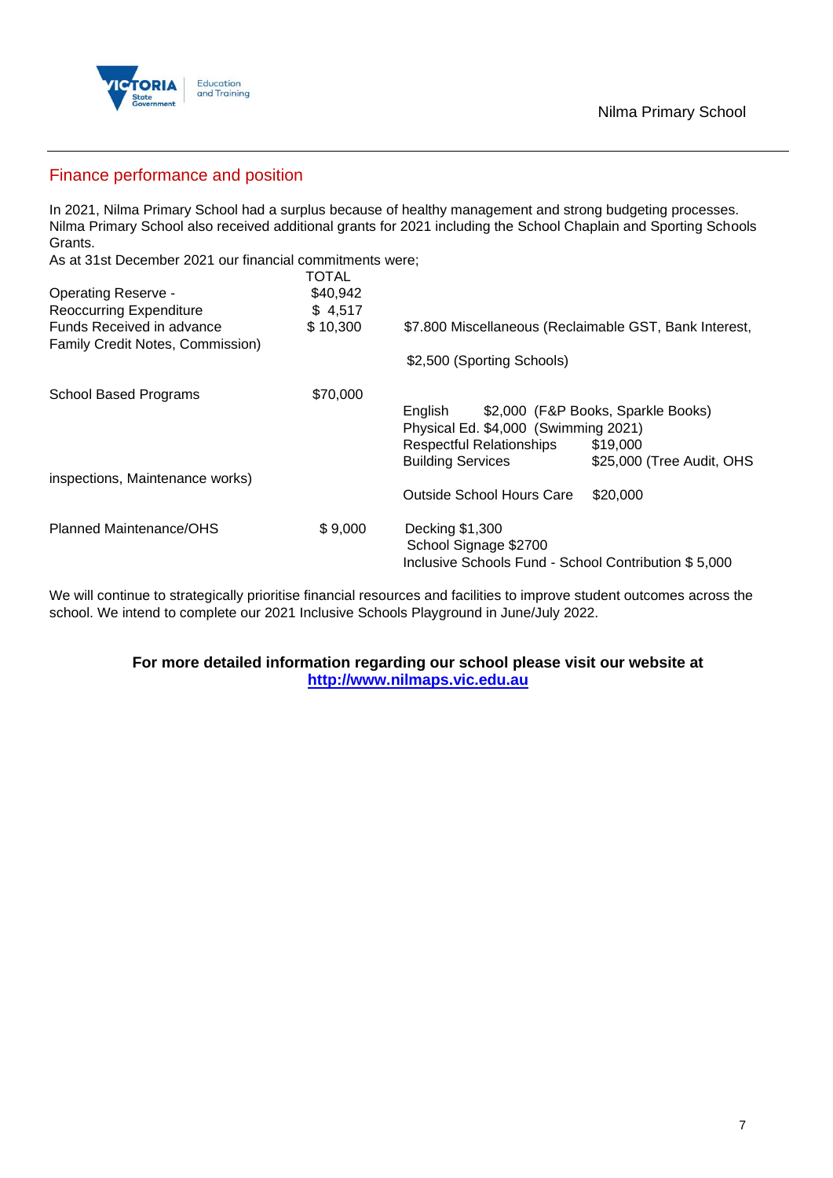## Finance performance and position

In 2021, Nilma Primary School had a surplus because of healthy management and strong budgeting processes. Nilma Primary School also received additional grants for 2021 including the School Chaplain and Sporting Schools Grants.

As at 31st December 2021 our financial commitments were;

| | TOTAL | |
|---|---|---|
| Operating Reserve - | $40,942 | |
| Reoccurring Expenditure | $ 4,517 | |
| Funds Received in advance | $ 10,300 | $7.800 Miscellaneous (Reclaimable GST, Bank Interest, Family Credit Notes, Commission) |
| | | $2,500 (Sporting Schools) |
| School Based Programs | $70,000 | |
| | | English $2,000 (F&P Books, Sparkle Books) |
| | | Physical Ed. $4,000 (Swimming 2021) |
| | | Respectful Relationships $19,000 |
| | | Building Services $25,000 (Tree Audit, OHS inspections, Maintenance works) |
| | | Outside School Hours Care $20,000 |
| Planned Maintenance/OHS | $ 9,000 | Decking $1,300 |
| | | School Signage $2700 |
| | | Inclusive Schools Fund - School Contribution $ 5,000 |

We will continue to strategically prioritise financial resources and facilities to improve student outcomes across the school. We intend to complete our 2021 Inclusive Schools Playground in June/July 2022.

**For more detailed information regarding our school please visit our website at [http://www.nilmaps.vic.edu.au](http://www.nilmaps.vic.edu.au)**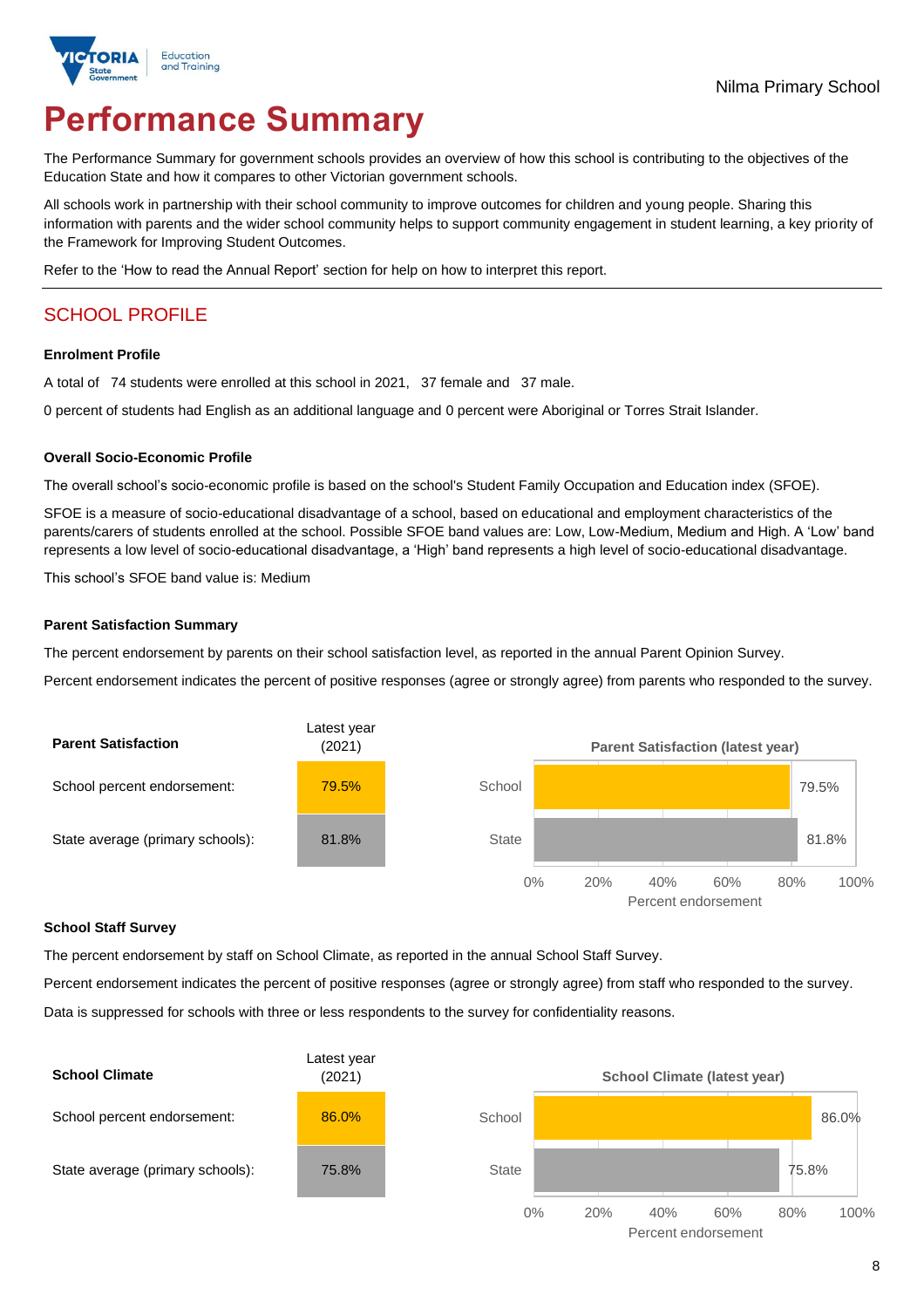Nilma Primary School

# Performance Summary

The Performance Summary for government schools provides an overview of how this school is contributing to the objectives of the Education State and how it compares to other Victorian government schools.

All schools work in partnership with their school community to improve outcomes for children and young people. Sharing this information with parents and the wider school community helps to support community engagement in student learning, a key priority of the Framework for Improving Student Outcomes.

Refer to the 'How to read the Annual Report' section for help on how to interpret this report.

## SCHOOL PROFILE

### Enrolment Profile

A total of 74 students were enrolled at this school in 2021, 37 female and 37 male.

0 percent of students had English as an additional language and 0 percent were Aboriginal or Torres Strait Islander.

### Overall Socio-Economic Profile

The overall school's socio-economic profile is based on the school's Student Family Occupation and Education index (SFOE).

SFOE is a measure of socio-educational disadvantage of a school, based on educational and employment characteristics of the parents/carers of students enrolled at the school. Possible SFOE band values are: Low, Low-Medium, Medium and High. A 'Low' band represents a low level of socio-educational disadvantage, a 'High' band represents a high level of socio-educational disadvantage.

This school's SFOE band value is: Medium

### Parent Satisfaction Summary

The percent endorsement by parents on their school satisfaction level, as reported in the annual Parent Opinion Survey.

Percent endorsement indicates the percent of positive responses (agree or strongly agree) from parents who responded to the survey.

| Parent Satisfaction | Latest year (2021) |
|---|---|
| School percent endorsement: | 79.5% |
| State average (primary schools): | 81.8% |

**Parent Satisfaction (latest year)**

| | Percent endorsement |
|---|---|
| School | 79.5% |
| State | 81.8% |

### School Staff Survey

The percent endorsement by staff on School Climate, as reported in the annual School Staff Survey.

Percent endorsement indicates the percent of positive responses (agree or strongly agree) from staff who responded to the survey.

Data is suppressed for schools with three or less respondents to the survey for confidentiality reasons.

| School Climate | Latest year (2021) |
|---|---|
| School percent endorsement: | 86.0% |
| State average (primary schools): | 75.8% |

**School Climate (latest year)**

| | Percent endorsement |
|---|---|
| School | 86.0% |
| State | 75.8% |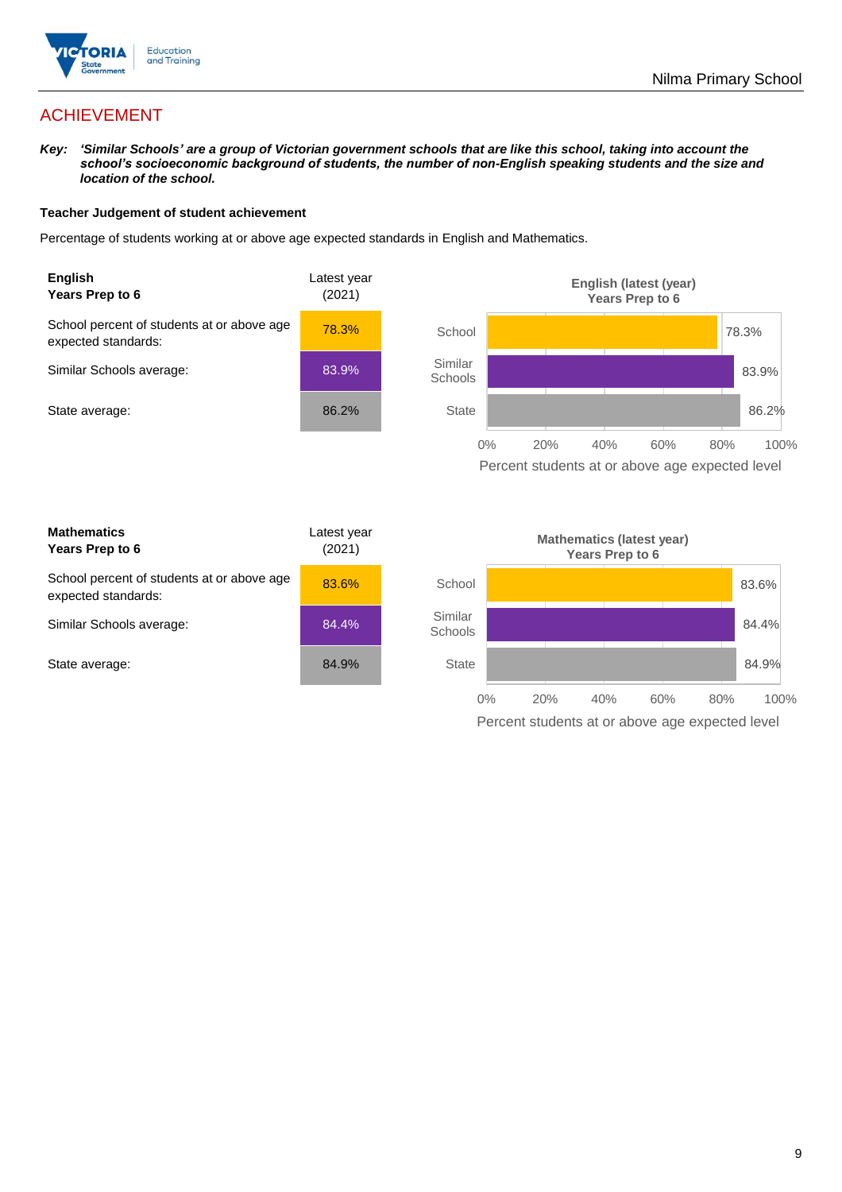## ACHIEVEMENT

***Key:*** ***'Similar Schools' are a group of Victorian government schools that are like this school, taking into account the school's socioeconomic background of students, the number of non-English speaking students and the size and location of the school.***

**Teacher Judgement of student achievement**

Percentage of students working at or above age expected standards in English and Mathematics.

| **English Years Prep to 6** | Latest year (2021) |
|---|---|
| School percent of students at or above age expected standards: | 78.3% |
| Similar Schools average: | 83.9% |
| State average: | 86.2% |

**English (latest (year) Years Prep to 6**

| | Percent students at or above age expected level |
|---|---|
| School | 78.3% |
| Similar Schools | 83.9% |
| State | 86.2% |

| **Mathematics Years Prep to 6** | Latest year (2021) |
|---|---|
| School percent of students at or above age expected standards: | 83.6% |
| Similar Schools average: | 84.4% |
| State average: | 84.9% |

**Mathematics (latest year) Years Prep to 6**

| | Percent students at or above age expected level |
|---|---|
| School | 83.6% |
| Similar Schools | 84.4% |
| State | 84.9% |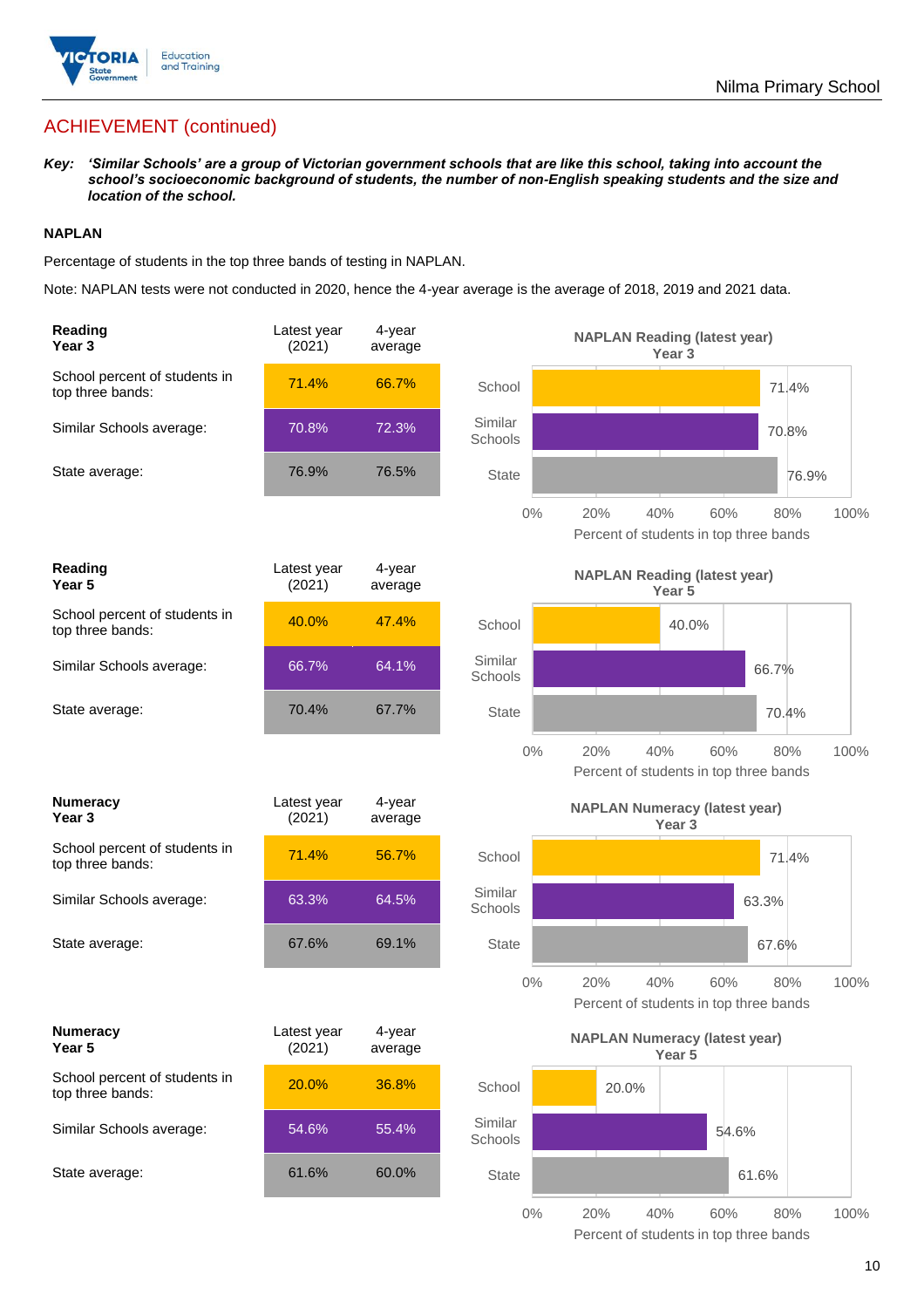## ACHIEVEMENT (continued)

***Key:** 'Similar Schools' are a group of Victorian government schools that are like this school, taking into account the school's socioeconomic background of students, the number of non-English speaking students and the size and location of the school.*

### NAPLAN

Percentage of students in the top three bands of testing in NAPLAN.

Note: NAPLAN tests were not conducted in 2020, hence the 4-year average is the average of 2018, 2019 and 2021 data.

| **Reading Year 3** | Latest year (2021) | 4-year average |
|---|---|---|
| School percent of students in top three bands: | 71.4% | 66.7% |
| Similar Schools average: | 70.8% | 72.3% |
| State average: | 76.9% | 76.5% |

**NAPLAN Reading (latest year) Year 3**

| | Percent of students in top three bands |
|---|---|
| School | 71.4% |
| Similar Schools | 70.8% |
| State | 76.9% |

| **Reading Year 5** | Latest year (2021) | 4-year average |
|---|---|---|
| School percent of students in top three bands: | 40.0% | 47.4% |
| Similar Schools average: | 66.7% | 64.1% |
| State average: | 70.4% | 67.7% |

**NAPLAN Reading (latest year) Year 5**

| | Percent of students in top three bands |
|---|---|
| School | 40.0% |
| Similar Schools | 66.7% |
| State | 70.4% |

| **Numeracy Year 3** | Latest year (2021) | 4-year average |
|---|---|---|
| School percent of students in top three bands: | 71.4% | 56.7% |
| Similar Schools average: | 63.3% | 64.5% |
| State average: | 67.6% | 69.1% |

**NAPLAN Numeracy (latest year) Year 3**

| | Percent of students in top three bands |
|---|---|
| School | 71.4% |
| Similar Schools | 63.3% |
| State | 67.6% |

| **Numeracy Year 5** | Latest year (2021) | 4-year average |
|---|---|---|
| School percent of students in top three bands: | 20.0% | 36.8% |
| Similar Schools average: | 54.6% | 55.4% |
| State average: | 61.6% | 60.0% |

**NAPLAN Numeracy (latest year) Year 5**

| | Percent of students in top three bands |
|---|---|
| School | 20.0% |
| Similar Schools | 54.6% |
| State | 61.6% |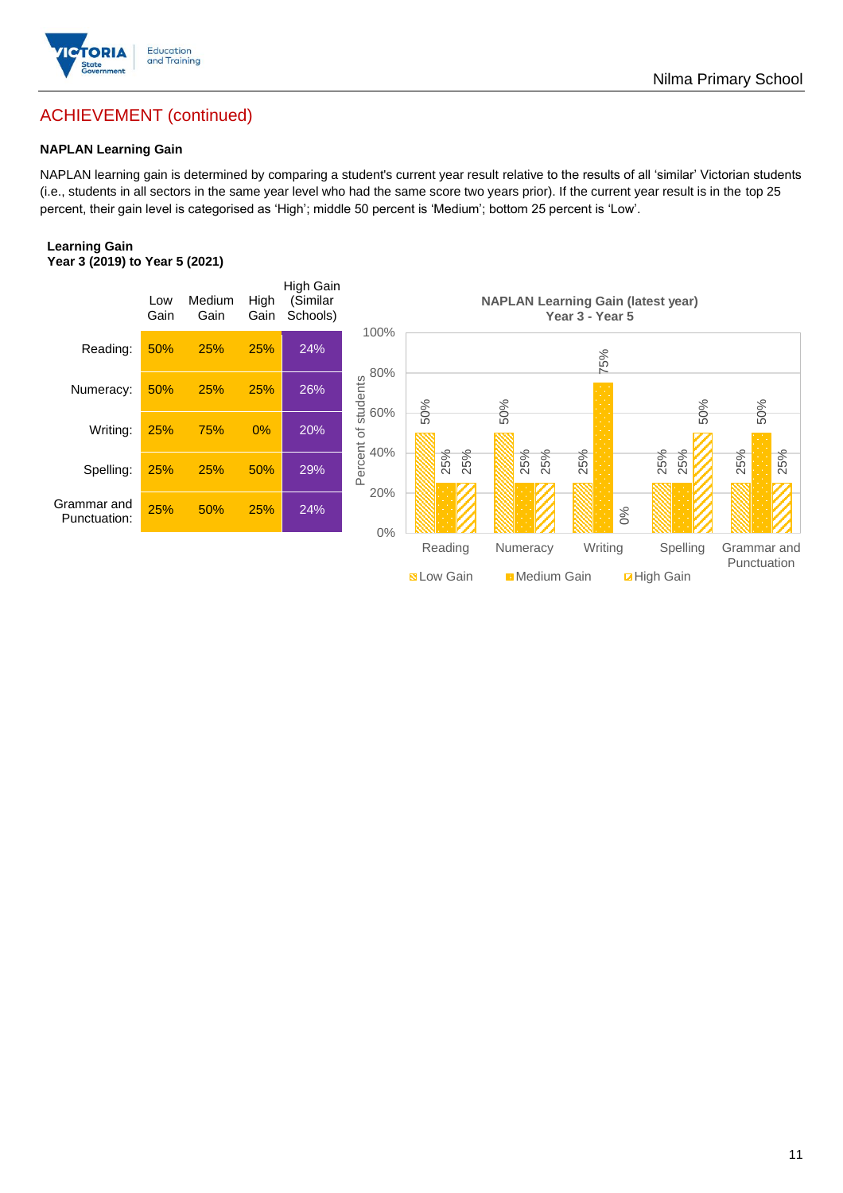## ACHIEVEMENT (continued)

### NAPLAN Learning Gain

NAPLAN learning gain is determined by comparing a student's current year result relative to the results of all 'similar' Victorian students (i.e., students in all sectors in the same year level who had the same score two years prior). If the current year result is in the top 25 percent, their gain level is categorised as 'High'; middle 50 percent is 'Medium'; bottom 25 percent is 'Low'.

**Learning Gain**
**Year 3 (2019) to Year 5 (2021)**

| | Low Gain | Medium Gain | High Gain | High Gain (Similar Schools) |
|---|---|---|---|---|
| Reading: | 50% | 25% | 25% | 24% |
| Numeracy: | 50% | 25% | 25% | 26% |
| Writing: | 25% | 75% | 0% | 20% |
| Spelling: | 25% | 25% | 50% | 29% |
| Grammar and Punctuation: | 25% | 50% | 25% | 24% |

**NAPLAN Learning Gain (latest year)**
**Year 3 - Year 5**

| | Low Gain | Medium Gain | High Gain |
|---|---|---|---|
| Reading | 50% | 25% | 25% |
| Numeracy | 50% | 25% | 25% |
| Writing | 25% | 75% | 0% |
| Spelling | 25% | 25% | 50% |
| Grammar and Punctuation | 25% | 50% | 25% |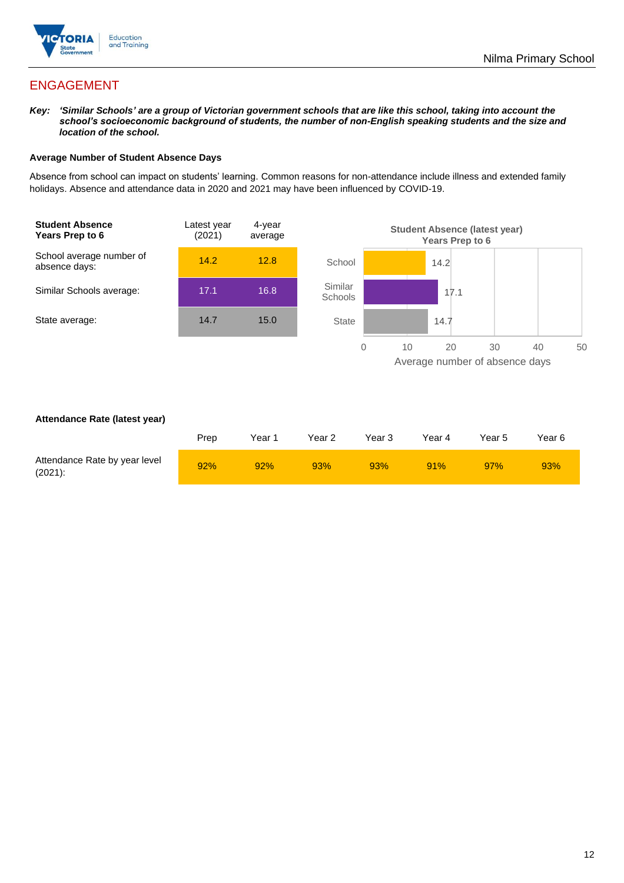# ENGAGEMENT

***Key:** 'Similar Schools' are a group of Victorian government schools that are like this school, taking into account the school's socioeconomic background of students, the number of non-English speaking students and the size and location of the school.*

**Average Number of Student Absence Days**

Absence from school can impact on students' learning. Common reasons for non-attendance include illness and extended family holidays. Absence and attendance data in 2020 and 2021 may have been influenced by COVID-19.

| **Student Absence Years Prep to 6** | Latest year (2021) | 4-year average |
|---|---|---|
| School average number of absence days: | 14.2 | 12.8 |
| Similar Schools average: | 17.1 | 16.8 |
| State average: | 14.7 | 15.0 |

**Student Absence (latest year) Years Prep to 6**

| | Average number of absence days |
|---|---|
| School | 14.2 |
| Similar Schools | 17.1 |
| State | 14.7 |

**Attendance Rate (latest year)**

| | Prep | Year 1 | Year 2 | Year 3 | Year 4 | Year 5 | Year 6 |
|---|---|---|---|---|---|---|---|
| Attendance Rate by year level (2021): | 92% | 92% | 93% | 93% | 91% | 97% | 93% |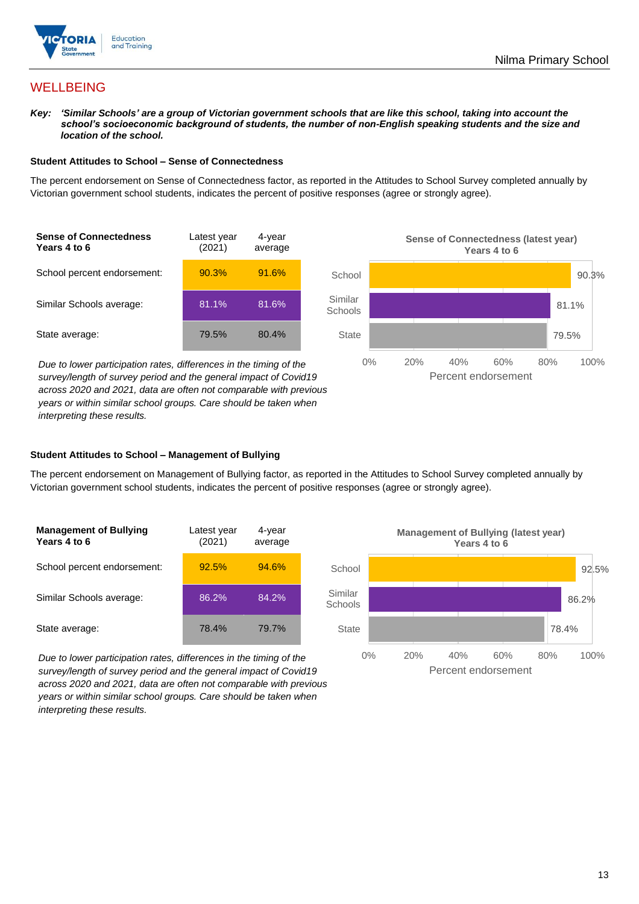## WELLBEING

***Key:*** ***'Similar Schools' are a group of Victorian government schools that are like this school, taking into account the school's socioeconomic background of students, the number of non-English speaking students and the size and location of the school.***

### Student Attitudes to School – Sense of Connectedness

The percent endorsement on Sense of Connectedness factor, as reported in the Attitudes to School Survey completed annually by Victorian government school students, indicates the percent of positive responses (agree or strongly agree).

| Sense of Connectedness Years 4 to 6 | Latest year (2021) | 4-year average |
|---|---|---|
| School percent endorsement: | 90.3% | 91.6% |
| Similar Schools average: | 81.1% | 81.6% |
| State average: | 79.5% | 80.4% |

*Due to lower participation rates, differences in the timing of the survey/length of survey period and the general impact of Covid19 across 2020 and 2021, data are often not comparable with previous years or within similar school groups. Care should be taken when interpreting these results.*

**Sense of Connectedness (latest year) Years 4 to 6**

| | Percent endorsement |
|---|---|
| School | 90.3% |
| Similar Schools | 81.1% |
| State | 79.5% |

### Student Attitudes to School – Management of Bullying

The percent endorsement on Management of Bullying factor, as reported in the Attitudes to School Survey completed annually by Victorian government school students, indicates the percent of positive responses (agree or strongly agree).

| Management of Bullying Years 4 to 6 | Latest year (2021) | 4-year average |
|---|---|---|
| School percent endorsement: | 92.5% | 94.6% |
| Similar Schools average: | 86.2% | 84.2% |
| State average: | 78.4% | 79.7% |

*Due to lower participation rates, differences in the timing of the survey/length of survey period and the general impact of Covid19 across 2020 and 2021, data are often not comparable with previous years or within similar school groups. Care should be taken when interpreting these results.*

**Management of Bullying (latest year) Years 4 to 6**

| | Percent endorsement |
|---|---|
| School | 92.5% |
| Similar Schools | 86.2% |
| State | 78.4% |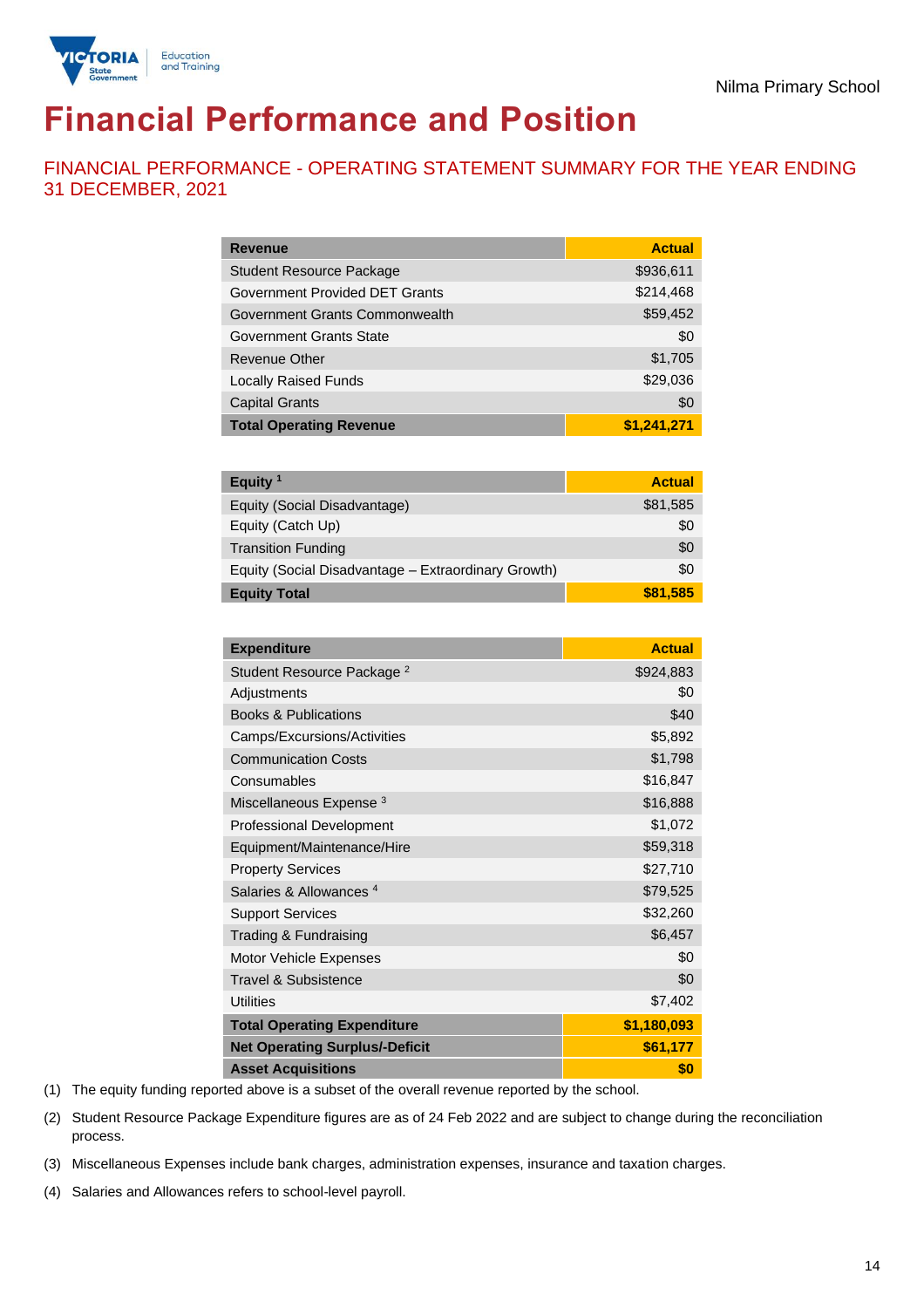Nilma Primary School

# Financial Performance and Position

## FINANCIAL PERFORMANCE - OPERATING STATEMENT SUMMARY FOR THE YEAR ENDING 31 DECEMBER, 2021

| Revenue | Actual |
|---|---|
| Student Resource Package | $936,611 |
| Government Provided DET Grants | $214,468 |
| Government Grants Commonwealth | $59,452 |
| Government Grants State | $0 |
| Revenue Other | $1,705 |
| Locally Raised Funds | $29,036 |
| Capital Grants | $0 |
| **Total Operating Revenue** | **$1,241,271** |

| Equity [1] | Actual |
|---|---|
| Equity (Social Disadvantage) | $81,585 |
| Equity (Catch Up) | $0 |
| Transition Funding | $0 |
| Equity (Social Disadvantage – Extraordinary Growth) | $0 |
| **Equity Total** | **$81,585** |

| Expenditure | Actual |
|---|---|
| Student Resource Package [2] | $924,883 |
| Adjustments | $0 |
| Books & Publications | $40 |
| Camps/Excursions/Activities | $5,892 |
| Communication Costs | $1,798 |
| Consumables | $16,847 |
| Miscellaneous Expense [3] | $16,888 |
| Professional Development | $1,072 |
| Equipment/Maintenance/Hire | $59,318 |
| Property Services | $27,710 |
| Salaries & Allowances [4] | $79,525 |
| Support Services | $32,260 |
| Trading & Fundraising | $6,457 |
| Motor Vehicle Expenses | $0 |
| Travel & Subsistence | $0 |
| Utilities | $7,402 |
| **Total Operating Expenditure** | **$1,180,093** |
| **Net Operating Surplus/-Deficit** | **$61,177** |
| **Asset Acquisitions** | **$0** |

(1) The equity funding reported above is a subset of the overall revenue reported by the school.

(2) Student Resource Package Expenditure figures are as of 24 Feb 2022 and are subject to change during the reconciliation process.

(3) Miscellaneous Expenses include bank charges, administration expenses, insurance and taxation charges.

(4) Salaries and Allowances refers to school-level payroll.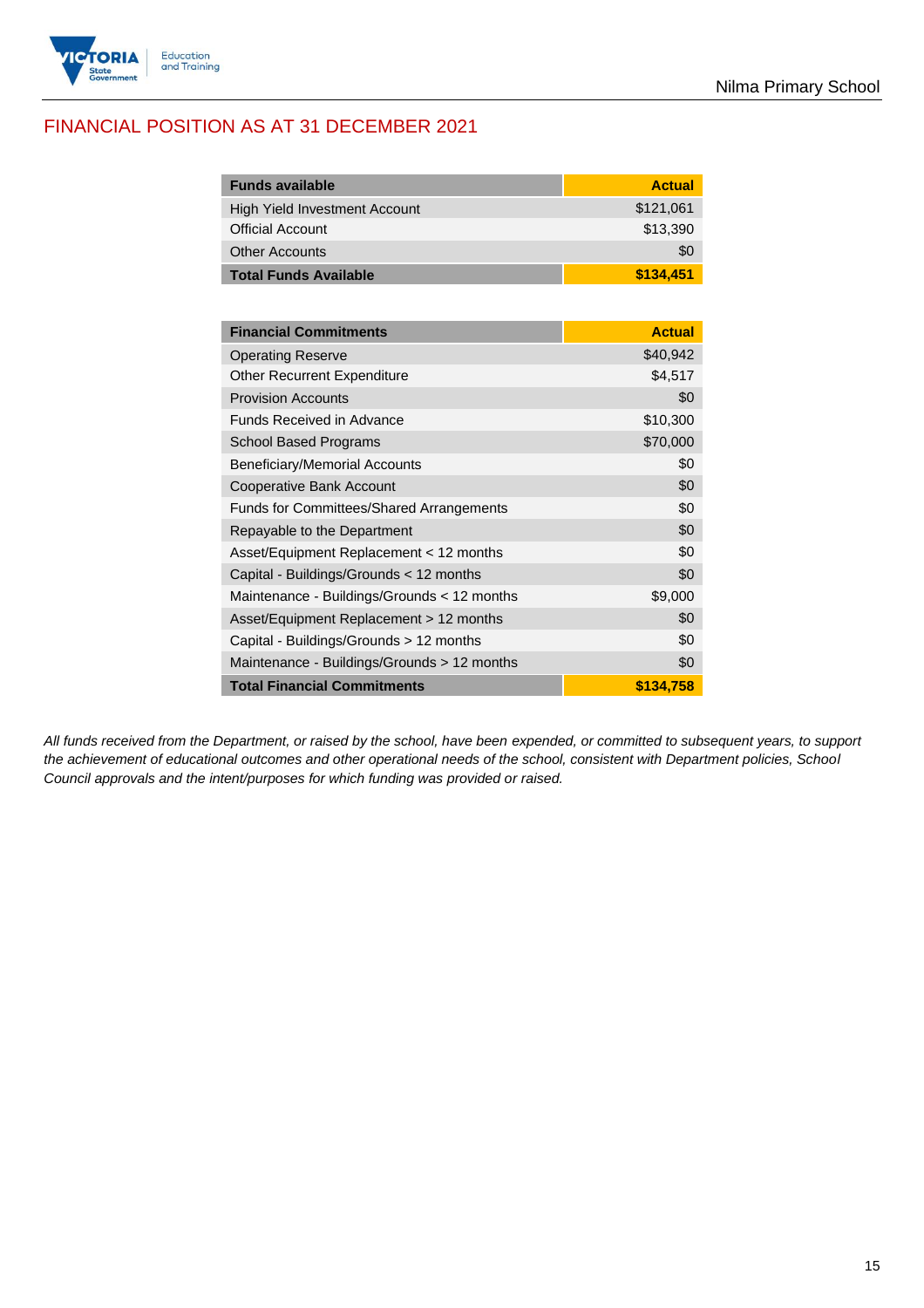## FINANCIAL POSITION AS AT 31 DECEMBER 2021

| Funds available | Actual |
|---|---|
| High Yield Investment Account | $121,061 |
| Official Account | $13,390 |
| Other Accounts | $0 |
| **Total Funds Available** | **$134,451** |

| Financial Commitments | Actual |
|---|---|
| Operating Reserve | $40,942 |
| Other Recurrent Expenditure | $4,517 |
| Provision Accounts | $0 |
| Funds Received in Advance | $10,300 |
| School Based Programs | $70,000 |
| Beneficiary/Memorial Accounts | $0 |
| Cooperative Bank Account | $0 |
| Funds for Committees/Shared Arrangements | $0 |
| Repayable to the Department | $0 |
| Asset/Equipment Replacement < 12 months | $0 |
| Capital - Buildings/Grounds < 12 months | $0 |
| Maintenance - Buildings/Grounds < 12 months | $9,000 |
| Asset/Equipment Replacement > 12 months | $0 |
| Capital - Buildings/Grounds > 12 months | $0 |
| Maintenance - Buildings/Grounds > 12 months | $0 |
| **Total Financial Commitments** | **$134,758** |

*All funds received from the Department, or raised by the school, have been expended, or committed to subsequent years, to support the achievement of educational outcomes and other operational needs of the school, consistent with Department policies, School Council approvals and the intent/purposes for which funding was provided or raised.*